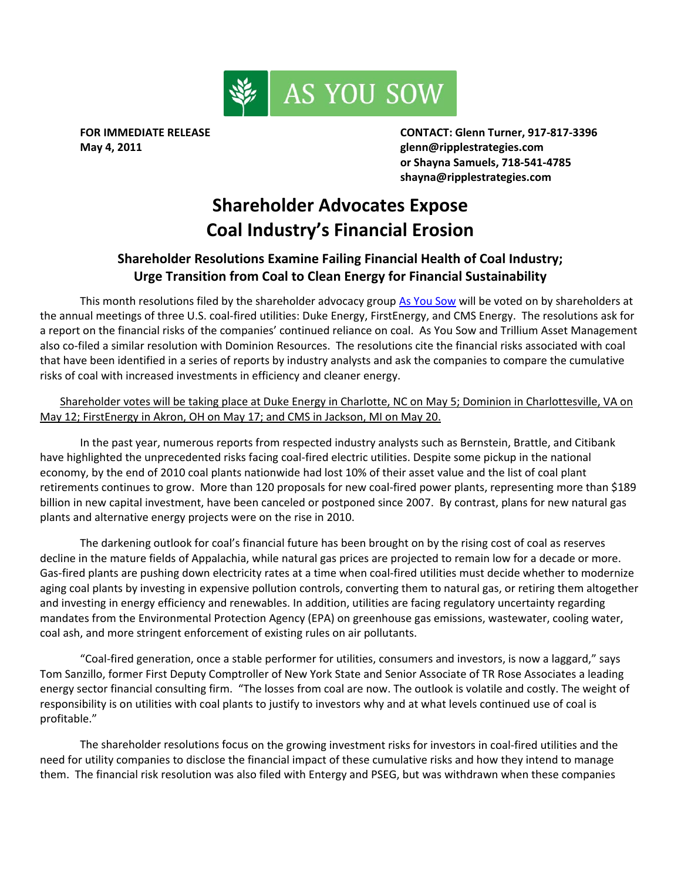AS YOU SOW

**FOR IMMEDIATE RELEASE**
**May 4, 2011**

**CONTACT: Glenn Turner, 917-817-3396**
**glenn@ripplestrategies.com**
**or Shayna Samuels, 718-541-4785**
**shayna@ripplestrategies.com**

# Shareholder Advocates Expose Coal Industry's Financial Erosion

## Shareholder Resolutions Examine Failing Financial Health of Coal Industry; Urge Transition from Coal to Clean Energy for Financial Sustainability

This month resolutions filed by the shareholder advocacy group [As You Sow] will be voted on by shareholders at the annual meetings of three U.S. coal-fired utilities: Duke Energy, FirstEnergy, and CMS Energy. The resolutions ask for a report on the financial risks of the companies' continued reliance on coal. As You Sow and Trillium Asset Management also co-filed a similar resolution with Dominion Resources. The resolutions cite the financial risks associated with coal that have been identified in a series of reports by industry analysts and ask the companies to compare the cumulative risks of coal with increased investments in efficiency and cleaner energy.

Shareholder votes will be taking place at Duke Energy in Charlotte, NC on May 5; Dominion in Charlottesville, VA on May 12; FirstEnergy in Akron, OH on May 17; and CMS in Jackson, MI on May 20.

In the past year, numerous reports from respected industry analysts such as Bernstein, Brattle, and Citibank have highlighted the unprecedented risks facing coal-fired electric utilities. Despite some pickup in the national economy, by the end of 2010 coal plants nationwide had lost 10% of their asset value and the list of coal plant retirements continues to grow. More than 120 proposals for new coal-fired power plants, representing more than $189 billion in new capital investment, have been canceled or postponed since 2007. By contrast, plans for new natural gas plants and alternative energy projects were on the rise in 2010.

The darkening outlook for coal's financial future has been brought on by the rising cost of coal as reserves decline in the mature fields of Appalachia, while natural gas prices are projected to remain low for a decade or more. Gas-fired plants are pushing down electricity rates at a time when coal-fired utilities must decide whether to modernize aging coal plants by investing in expensive pollution controls, converting them to natural gas, or retiring them altogether and investing in energy efficiency and renewables. In addition, utilities are facing regulatory uncertainty regarding mandates from the Environmental Protection Agency (EPA) on greenhouse gas emissions, wastewater, cooling water, coal ash, and more stringent enforcement of existing rules on air pollutants.

"Coal-fired generation, once a stable performer for utilities, consumers and investors, is now a laggard," says Tom Sanzillo, former First Deputy Comptroller of New York State and Senior Associate of TR Rose Associates a leading energy sector financial consulting firm. "The losses from coal are now. The outlook is volatile and costly. The weight of responsibility is on utilities with coal plants to justify to investors why and at what levels continued use of coal is profitable."

The shareholder resolutions focus on the growing investment risks for investors in coal-fired utilities and the need for utility companies to disclose the financial impact of these cumulative risks and how they intend to manage them. The financial risk resolution was also filed with Entergy and PSEG, but was withdrawn when these companies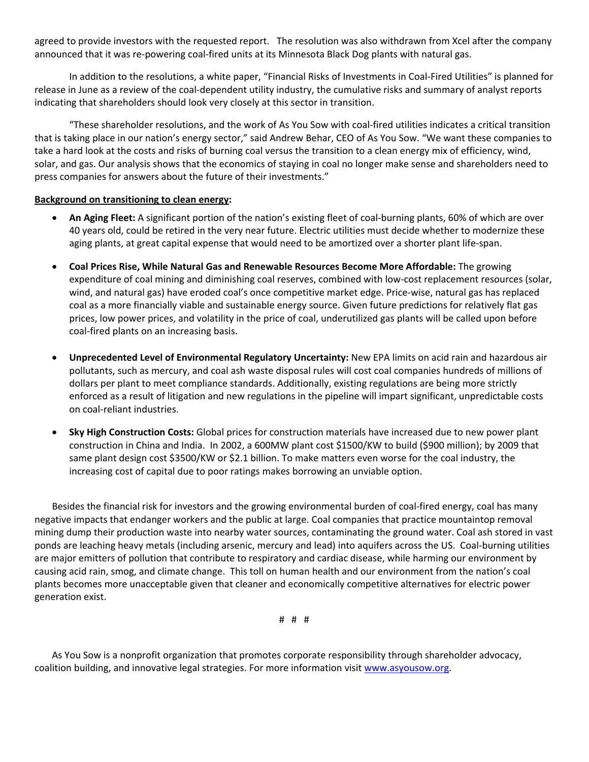agreed to provide investors with the requested report. The resolution was also withdrawn from Xcel after the company announced that it was re-powering coal-fired units at its Minnesota Black Dog plants with natural gas.

In addition to the resolutions, a white paper, "Financial Risks of Investments in Coal-Fired Utilities" is planned for release in June as a review of the coal-dependent utility industry, the cumulative risks and summary of analyst reports indicating that shareholders should look very closely at this sector in transition.

"These shareholder resolutions, and the work of As You Sow with coal-fired utilities indicates a critical transition that is taking place in our nation's energy sector," said Andrew Behar, CEO of As You Sow. "We want these companies to take a hard look at the costs and risks of burning coal versus the transition to a clean energy mix of efficiency, wind, solar, and gas. Our analysis shows that the economics of staying in coal no longer make sense and shareholders need to press companies for answers about the future of their investments."

**Background on transitioning to clean energy:**

- **An Aging Fleet:** A significant portion of the nation's existing fleet of coal-burning plants, 60% of which are over 40 years old, could be retired in the very near future. Electric utilities must decide whether to modernize these aging plants, at great capital expense that would need to be amortized over a shorter plant life-span.
- **Coal Prices Rise, While Natural Gas and Renewable Resources Become More Affordable:** The growing expenditure of coal mining and diminishing coal reserves, combined with low-cost replacement resources (solar, wind, and natural gas) have eroded coal's once competitive market edge. Price-wise, natural gas has replaced coal as a more financially viable and sustainable energy source. Given future predictions for relatively flat gas prices, low power prices, and volatility in the price of coal, underutilized gas plants will be called upon before coal-fired plants on an increasing basis.
- **Unprecedented Level of Environmental Regulatory Uncertainty:** New EPA limits on acid rain and hazardous air pollutants, such as mercury, and coal ash waste disposal rules will cost coal companies hundreds of millions of dollars per plant to meet compliance standards. Additionally, existing regulations are being more strictly enforced as a result of litigation and new regulations in the pipeline will impart significant, unpredictable costs on coal-reliant industries.
- **Sky High Construction Costs:** Global prices for construction materials have increased due to new power plant construction in China and India. In 2002, a 600MW plant cost $1500/KW to build ($900 million); by 2009 that same plant design cost $3500/KW or $2.1 billion. To make matters even worse for the coal industry, the increasing cost of capital due to poor ratings makes borrowing an unviable option.

Besides the financial risk for investors and the growing environmental burden of coal-fired energy, coal has many negative impacts that endanger workers and the public at large. Coal companies that practice mountaintop removal mining dump their production waste into nearby water sources, contaminating the ground water. Coal ash stored in vast ponds are leaching heavy metals (including arsenic, mercury and lead) into aquifers across the US. Coal-burning utilities are major emitters of pollution that contribute to respiratory and cardiac disease, while harming our environment by causing acid rain, smog, and climate change. This toll on human health and our environment from the nation's coal plants becomes more unacceptable given that cleaner and economically competitive alternatives for electric power generation exist.

# # #

As You Sow is a nonprofit organization that promotes corporate responsibility through shareholder advocacy, coalition building, and innovative legal strategies. For more information visit www.asyousow.org.